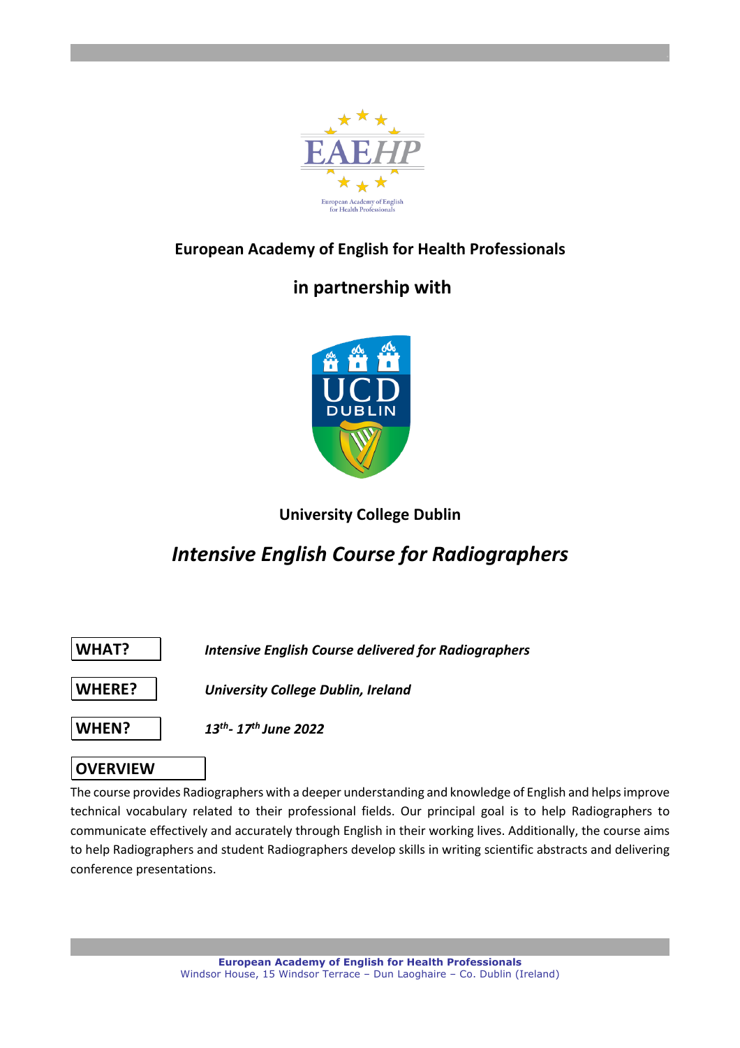**European Academy of English for Health Professionals**

**in partnership with**

**University College Dublin**

# *Intensive English Course for Radiographers*

**WHAT?** *Intensive English Course delivered for Radiographers*

**WHERE?** *University College Dublin, Ireland*

**WHEN?** *13th- 17th June 2022*

## OVERVIEW

The course provides Radiographers with a deeper understanding and knowledge of English and helps improve technical vocabulary related to their professional fields. Our principal goal is to help Radiographers to communicate effectively and accurately through English in their working lives. Additionally, the course aims to help Radiographers and student Radiographers develop skills in writing scientific abstracts and delivering conference presentations.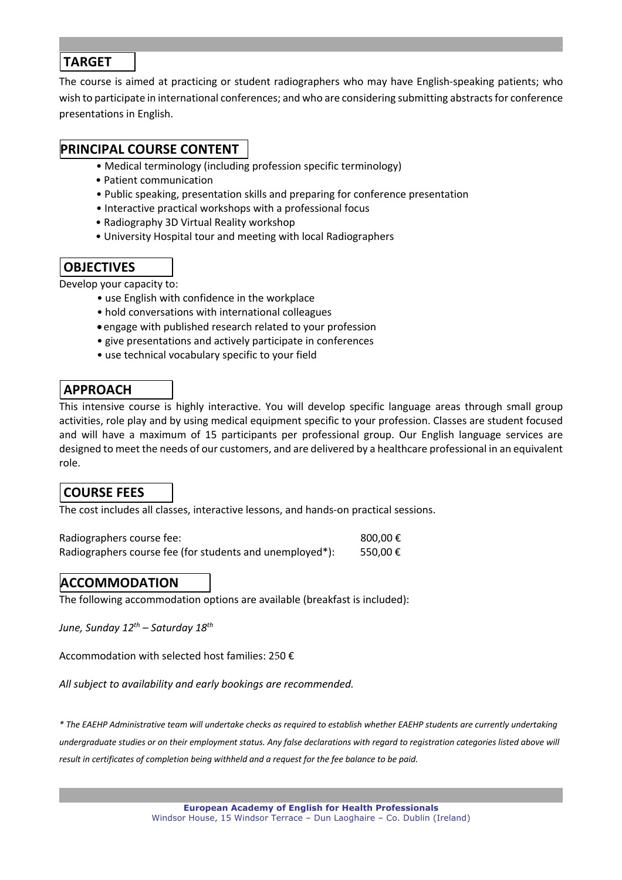## TARGET

The course is aimed at practicing or student radiographers who may have English-speaking patients; who wish to participate in international conferences; and who are considering submitting abstracts for conference presentations in English.

## PRINCIPAL COURSE CONTENT

- Medical terminology (including profession specific terminology)
- Patient communication
- Public speaking, presentation skills and preparing for conference presentation
- Interactive practical workshops with a professional focus
- Radiography 3D Virtual Reality workshop
- University Hospital tour and meeting with local Radiographers

## OBJECTIVES

Develop your capacity to:

- use English with confidence in the workplace
- hold conversations with international colleagues
- engage with published research related to your profession
- give presentations and actively participate in conferences
- use technical vocabulary specific to your field

## APPROACH

This intensive course is highly interactive. You will develop specific language areas through small group activities, role play and by using medical equipment specific to your profession. Classes are student focused and will have a maximum of 15 participants per professional group. Our English language services are designed to meet the needs of our customers, and are delivered by a healthcare professional in an equivalent role.

## COURSE FEES

The cost includes all classes, interactive lessons, and hands-on practical sessions.

| | |
|---|---|
| Radiographers course fee: | 800,00 € |
| Radiographers course fee (for students and unemployed*): | 550,00 € |

## ACCOMMODATION

The following accommodation options are available (breakfast is included):

*June, Sunday 12th – Saturday 18th*

Accommodation with selected host families: 250 €

*All subject to availability and early bookings are recommended.*

*\* The EAEHP Administrative team will undertake checks as required to establish whether EAEHP students are currently undertaking undergraduate studies or on their employment status. Any false declarations with regard to registration categories listed above will result in certificates of completion being withheld and a request for the fee balance to be paid.*

**European Academy of English for Health Professionals**
Windsor House, 15 Windsor Terrace – Dun Laoghaire – Co. Dublin (Ireland)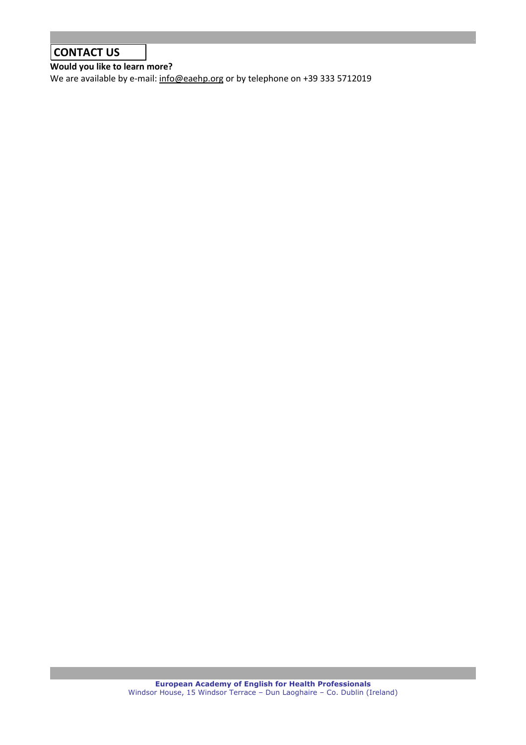## CONTACT US

**Would you like to learn more?**

We are available by e-mail: info@eaehp.org or by telephone on +39 333 5712019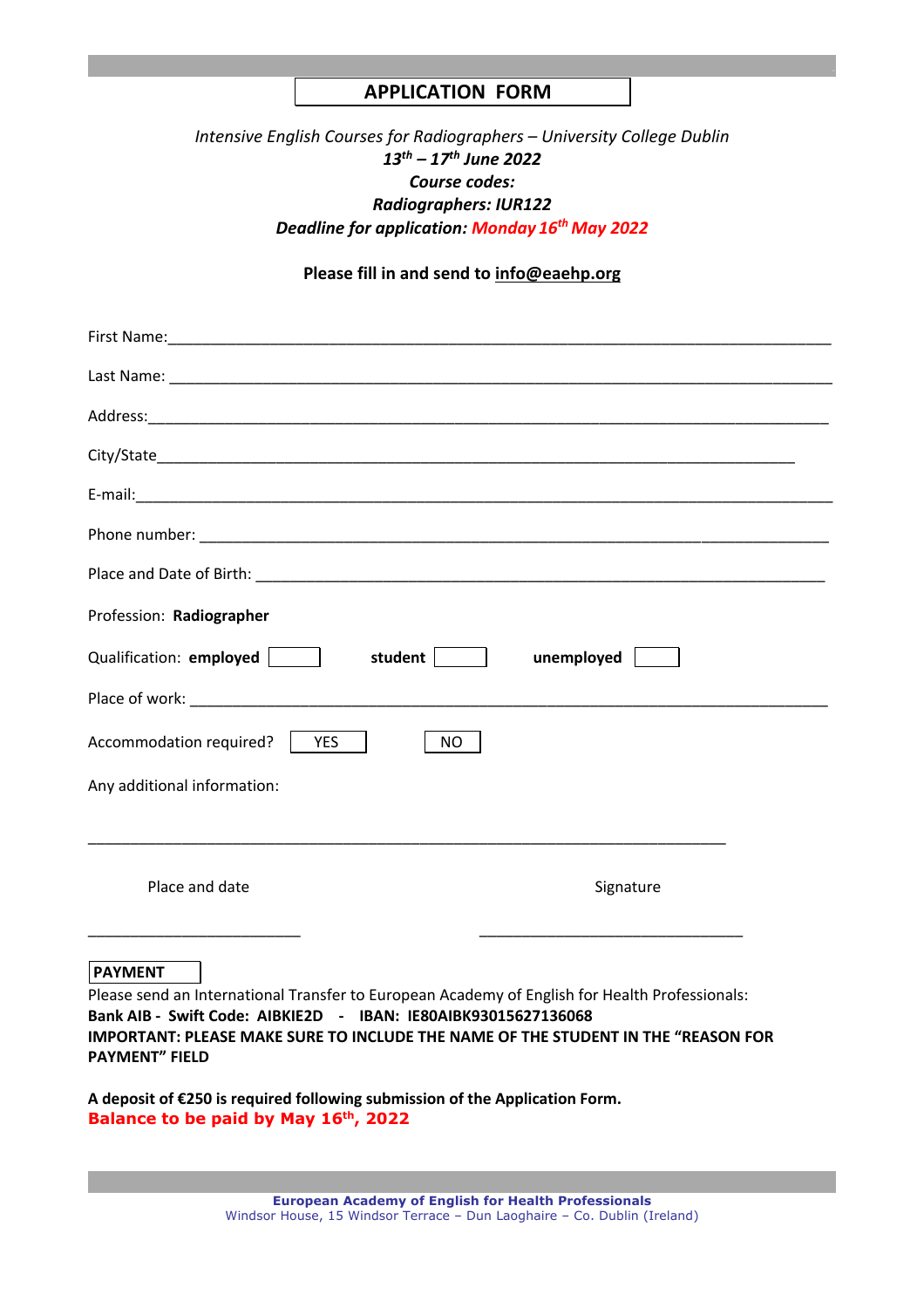# APPLICATION FORM

*Intensive English Courses for Radiographers – University College Dublin*

***13th – 17th June 2022***

***Course codes:***

***Radiographers: IUR122***

***Deadline for application: Monday 16th May 2022***

**Please fill in and send to info@eaehp.org**

First Name:_______________________________________________________________________________

Last Name: _______________________________________________________________________________

Address:_________________________________________________________________________________

City/State________________________________________________________________________

E-mail:___________________________________________________________________________________

Phone number: ____________________________________________________________________________

Place and Date of Birth: ____________________________________________________________________

Profession: **Radiographer**

Qualification: **employed** [ ] **student** [ ] **unemployed** [ ]

Place of work: _____________________________________________________________________________

Accommodation required? [ YES ] [ NO ]

Any additional information:

___________________________________________________________________________

Place and date ________________________

Signature ______________________________

**PAYMENT**

Please send an International Transfer to European Academy of English for Health Professionals:

**Bank AIB - Swift Code: AIBKIE2D - IBAN: IE80AIBK93015627136068**

**IMPORTANT: PLEASE MAKE SURE TO INCLUDE THE NAME OF THE STUDENT IN THE "REASON FOR PAYMENT" FIELD**

**A deposit of €250 is required following submission of the Application Form.**

**Balance to be paid by May 16th, 2022**

**European Academy of English for Health Professionals**
Windsor House, 15 Windsor Terrace – Dun Laoghaire – Co. Dublin (Ireland)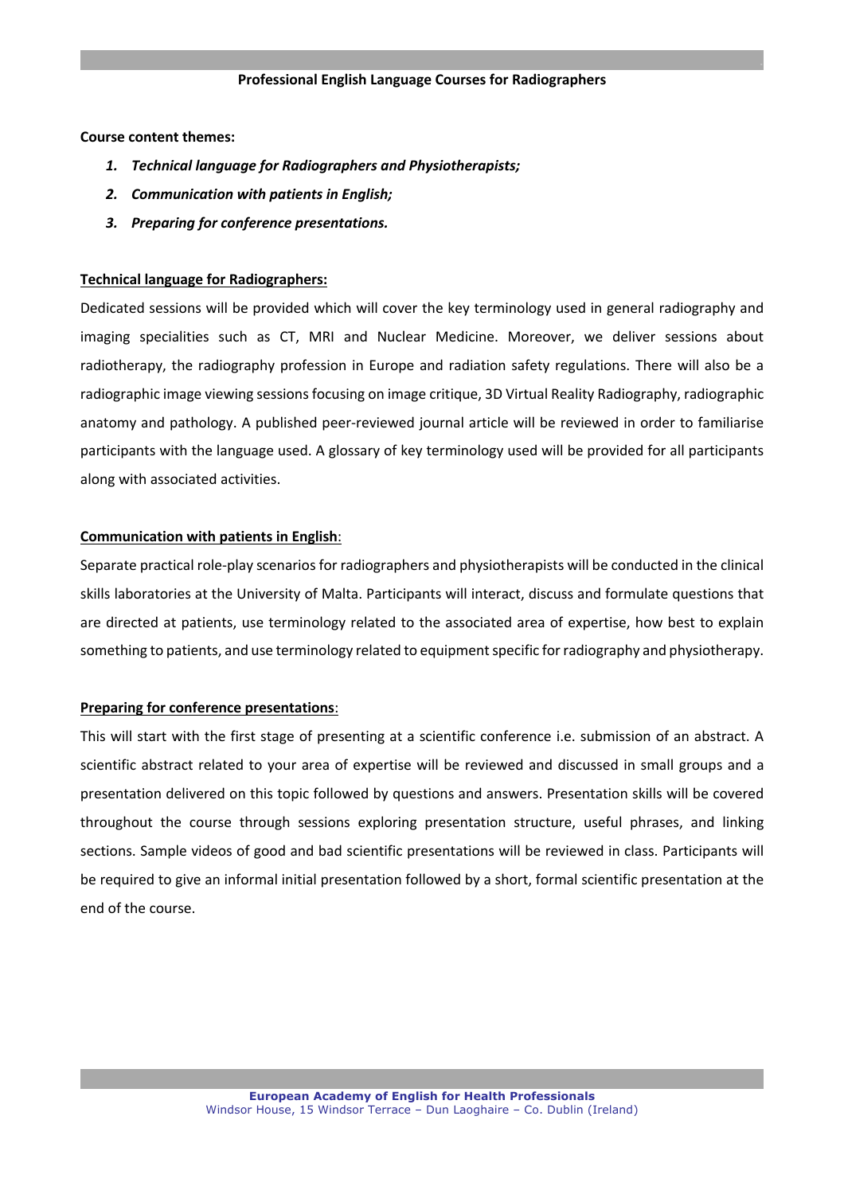**Professional English Language Courses for Radiographers**

**Course content themes:**

1. ***Technical language for Radiographers and Physiotherapists;***
2. ***Communication with patients in English;***
3. ***Preparing for conference presentations.***

**Technical language for Radiographers:**

Dedicated sessions will be provided which will cover the key terminology used in general radiography and imaging specialities such as CT, MRI and Nuclear Medicine. Moreover, we deliver sessions about radiotherapy, the radiography profession in Europe and radiation safety regulations. There will also be a radiographic image viewing sessions focusing on image critique, 3D Virtual Reality Radiography, radiographic anatomy and pathology. A published peer-reviewed journal article will be reviewed in order to familiarise participants with the language used. A glossary of key terminology used will be provided for all participants along with associated activities.

**Communication with patients in English**:

Separate practical role-play scenarios for radiographers and physiotherapists will be conducted in the clinical skills laboratories at the University of Malta. Participants will interact, discuss and formulate questions that are directed at patients, use terminology related to the associated area of expertise, how best to explain something to patients, and use terminology related to equipment specific for radiography and physiotherapy.

**Preparing for conference presentations**:

This will start with the first stage of presenting at a scientific conference i.e. submission of an abstract. A scientific abstract related to your area of expertise will be reviewed and discussed in small groups and a presentation delivered on this topic followed by questions and answers. Presentation skills will be covered throughout the course through sessions exploring presentation structure, useful phrases, and linking sections. Sample videos of good and bad scientific presentations will be reviewed in class. Participants will be required to give an informal initial presentation followed by a short, formal scientific presentation at the end of the course.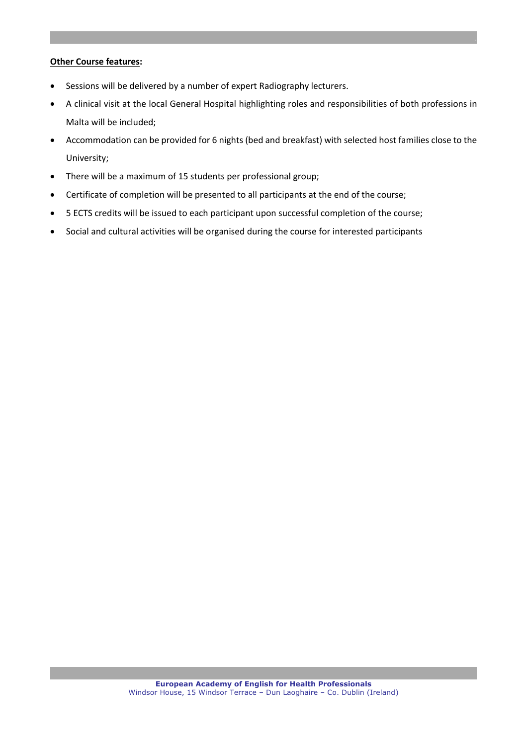**<u>Other Course features</u>:**

- Sessions will be delivered by a number of expert Radiography lecturers.
- A clinical visit at the local General Hospital highlighting roles and responsibilities of both professions in Malta will be included;
- Accommodation can be provided for 6 nights (bed and breakfast) with selected host families close to the University;
- There will be a maximum of 15 students per professional group;
- Certificate of completion will be presented to all participants at the end of the course;
- 5 ECTS credits will be issued to each participant upon successful completion of the course;
- Social and cultural activities will be organised during the course for interested participants